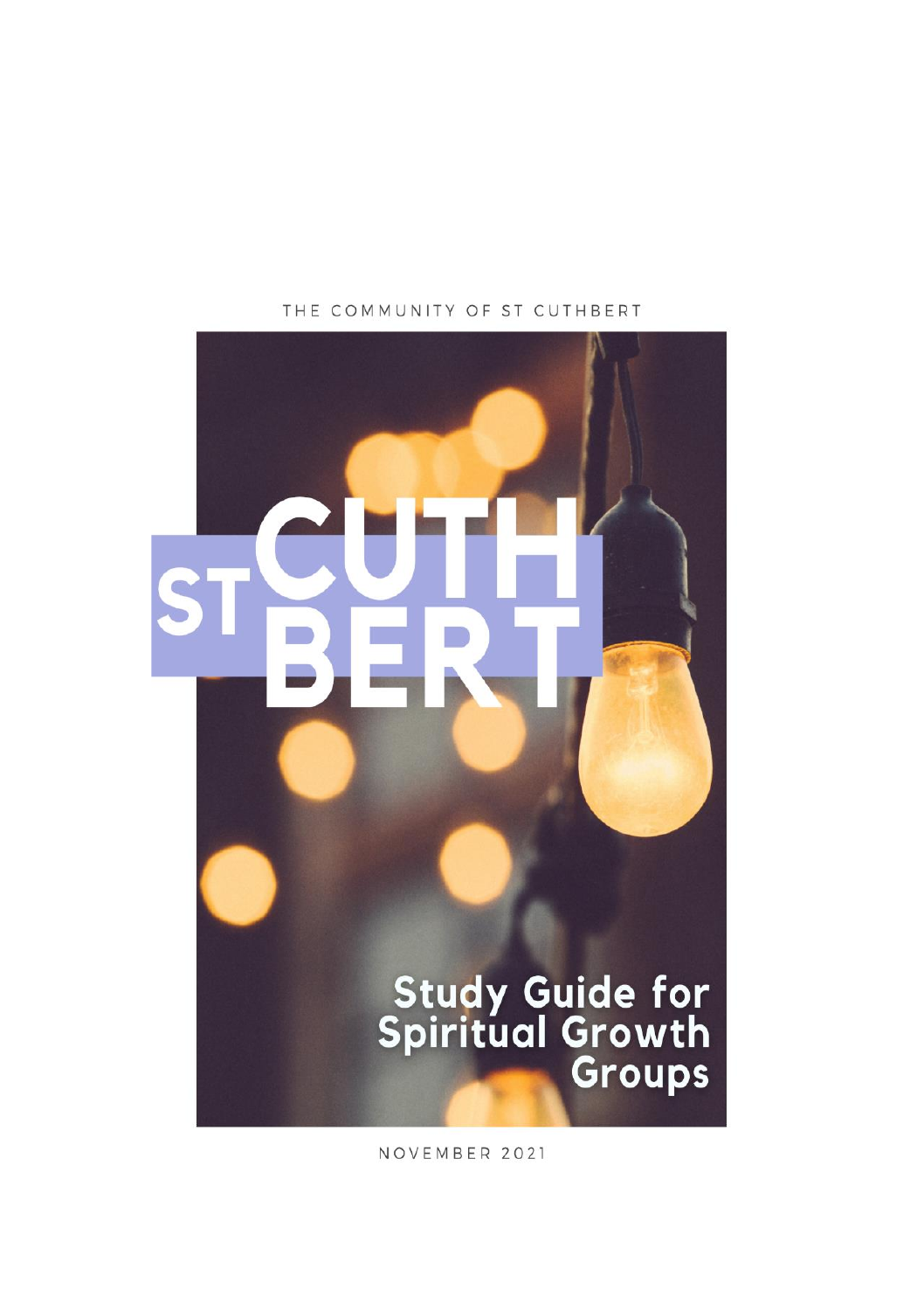THE COMMUNITY OF ST CUTHBERT

# ST CUTHBERT

## Study Guide for Spiritual Growth Groups

NOVEMBER 2021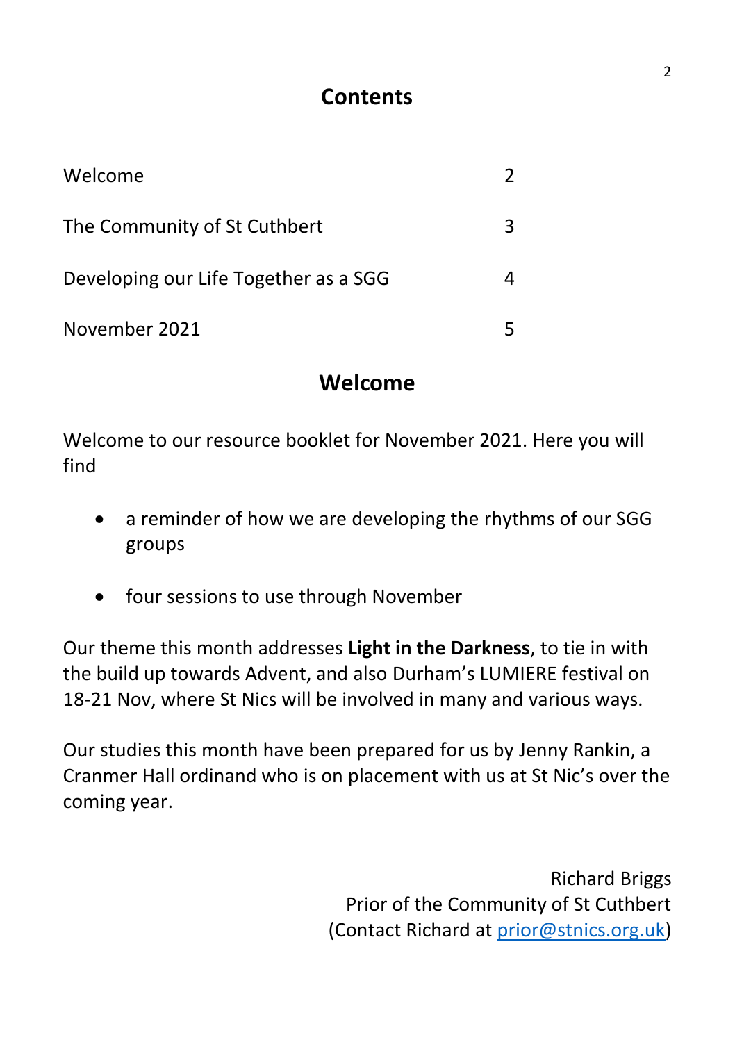## Contents

| | |
|---|---|
| Welcome | 2 |
| The Community of St Cuthbert | 3 |
| Developing our Life Together as a SGG | 4 |
| November 2021 | 5 |

## Welcome

Welcome to our resource booklet for November 2021. Here you will find

- a reminder of how we are developing the rhythms of our SGG groups
- four sessions to use through November

Our theme this month addresses **Light in the Darkness**, to tie in with the build up towards Advent, and also Durham's LUMIERE festival on 18-21 Nov, where St Nics will be involved in many and various ways.

Our studies this month have been prepared for us by Jenny Rankin, a Cranmer Hall ordinand who is on placement with us at St Nic's over the coming year.

Richard Briggs
Prior of the Community of St Cuthbert
(Contact Richard at prior@stnics.org.uk)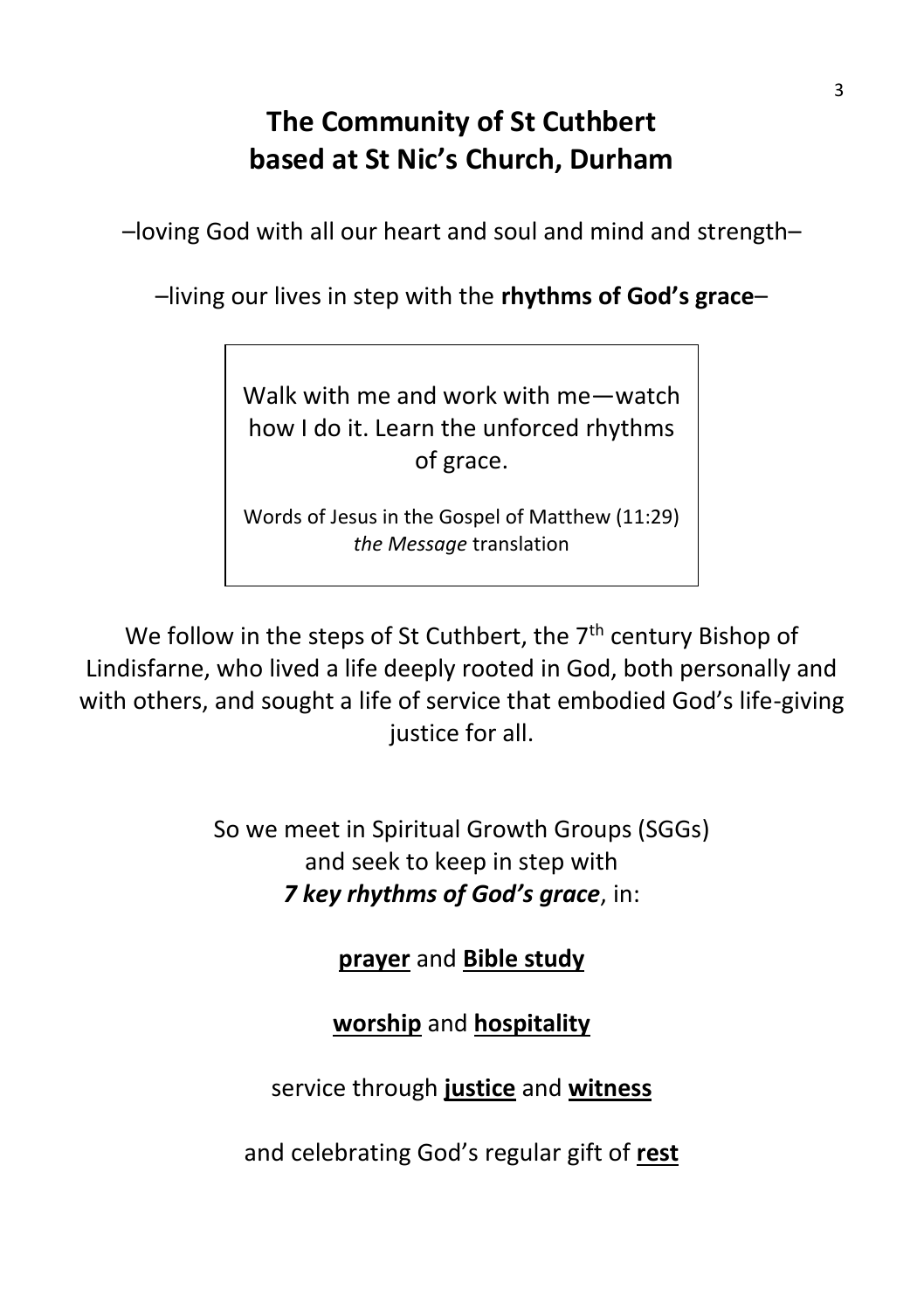# The Community of St Cuthbert
# based at St Nic's Church, Durham

–loving God with all our heart and soul and mind and strength–

–living our lives in step with the **rhythms of God's grace**–

> Walk with me and work with me—watch how I do it. Learn the unforced rhythms of grace.
>
> Words of Jesus in the Gospel of Matthew (11:29) *the Message* translation

We follow in the steps of St Cuthbert, the 7th century Bishop of Lindisfarne, who lived a life deeply rooted in God, both personally and with others, and sought a life of service that embodied God's life-giving justice for all.

So we meet in Spiritual Growth Groups (SGGs) and seek to keep in step with ***7 key rhythms of God's grace***, in:

**prayer** and **Bible study**

**worship** and **hospitality**

service through **justice** and **witness**

and celebrating God's regular gift of **rest**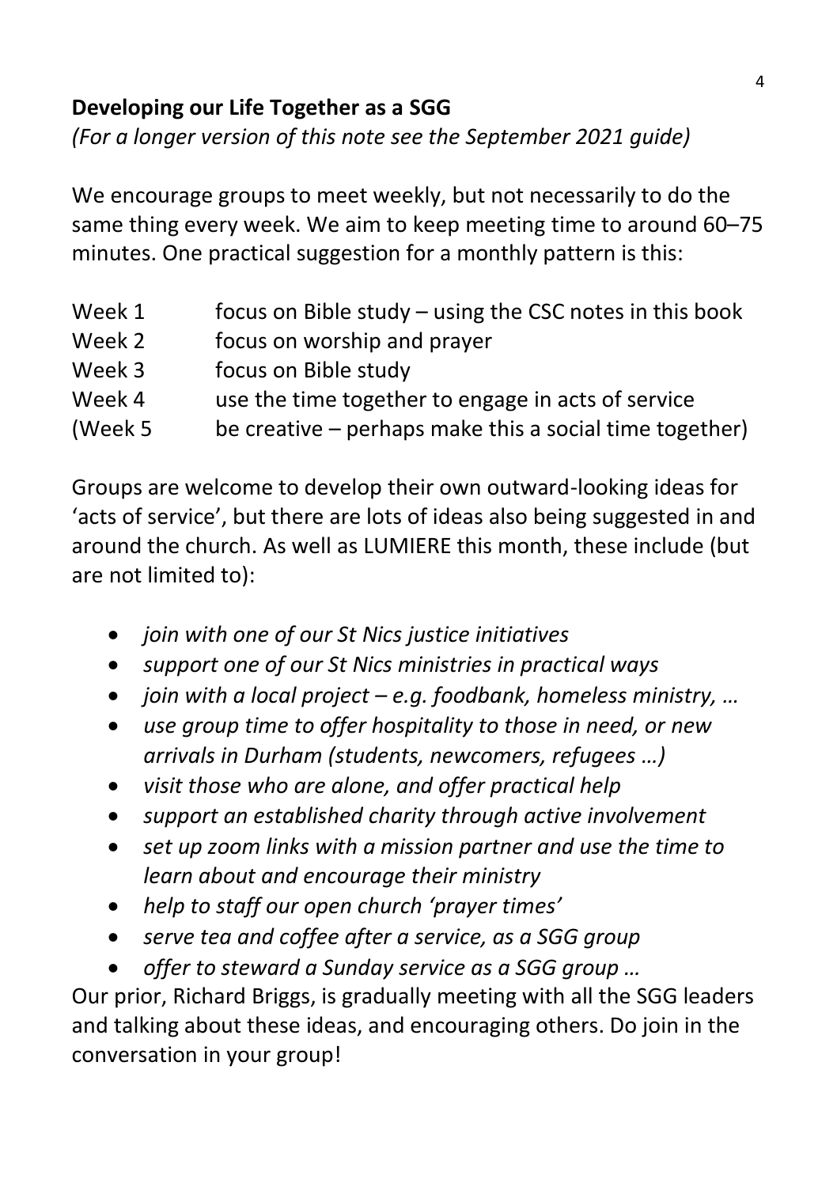**Developing our Life Together as a SGG**

*(For a longer version of this note see the September 2021 guide)*

We encourage groups to meet weekly, but not necessarily to do the same thing every week. We aim to keep meeting time to around 60–75 minutes. One practical suggestion for a monthly pattern is this:

| | |
|---|---|
| Week 1 | focus on Bible study – using the CSC notes in this book |
| Week 2 | focus on worship and prayer |
| Week 3 | focus on Bible study |
| Week 4 | use the time together to engage in acts of service |
| (Week 5 | be creative – perhaps make this a social time together) |

Groups are welcome to develop their own outward-looking ideas for 'acts of service', but there are lots of ideas also being suggested in and around the church. As well as LUMIERE this month, these include (but are not limited to):

- *join with one of our St Nics justice initiatives*
- *support one of our St Nics ministries in practical ways*
- *join with a local project – e.g. foodbank, homeless ministry, …*
- *use group time to offer hospitality to those in need, or new arrivals in Durham (students, newcomers, refugees …)*
- *visit those who are alone, and offer practical help*
- *support an established charity through active involvement*
- *set up zoom links with a mission partner and use the time to learn about and encourage their ministry*
- *help to staff our open church 'prayer times'*
- *serve tea and coffee after a service, as a SGG group*
- *offer to steward a Sunday service as a SGG group …*

Our prior, Richard Briggs, is gradually meeting with all the SGG leaders and talking about these ideas, and encouraging others. Do join in the conversation in your group!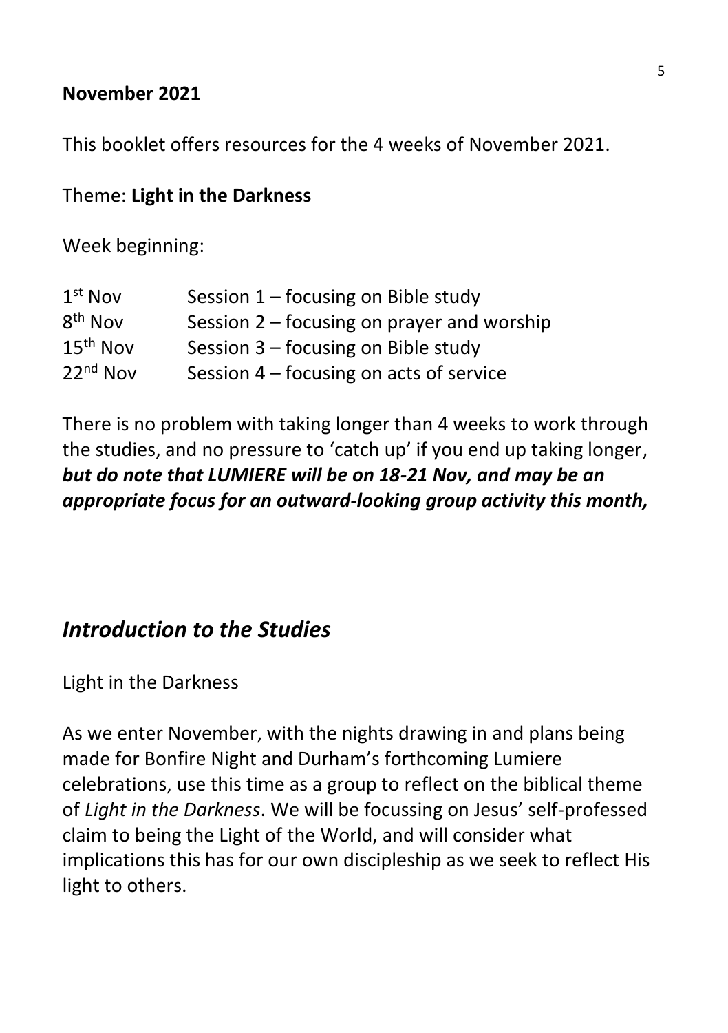**November 2021**

This booklet offers resources for the 4 weeks of November 2021.

Theme: **Light in the Darkness**

Week beginning:

| | |
|---|---|
| 1st Nov | Session 1 – focusing on Bible study |
| 8th Nov | Session 2 – focusing on prayer and worship |
| 15th Nov | Session 3 – focusing on Bible study |
| 22nd Nov | Session 4 – focusing on acts of service |

There is no problem with taking longer than 4 weeks to work through the studies, and no pressure to 'catch up' if you end up taking longer, ***but do note that LUMIERE will be on 18-21 Nov, and may be an appropriate focus for an outward-looking group activity this month,***

## *Introduction to the Studies*

Light in the Darkness

As we enter November, with the nights drawing in and plans being made for Bonfire Night and Durham's forthcoming Lumiere celebrations, use this time as a group to reflect on the biblical theme of *Light in the Darkness*. We will be focussing on Jesus' self-professed claim to being the Light of the World, and will consider what implications this has for our own discipleship as we seek to reflect His light to others.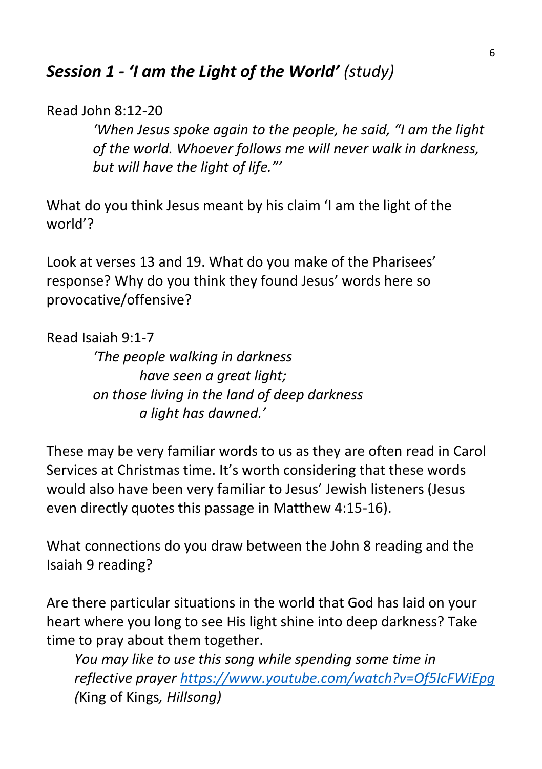## *Session 1 - 'I am the Light of the World' (study)*

Read John 8:12-20

> *'When Jesus spoke again to the people, he said, "I am the light of the world. Whoever follows me will never walk in darkness, but will have the light of life."'*

What do you think Jesus meant by his claim 'I am the light of the world'?

Look at verses 13 and 19. What do you make of the Pharisees' response? Why do you think they found Jesus' words here so provocative/offensive?

Read Isaiah 9:1-7

> *'The people walking in darkness*
> *have seen a great light;*
> *on those living in the land of deep darkness*
> *a light has dawned.'*

These may be very familiar words to us as they are often read in Carol Services at Christmas time. It's worth considering that these words would also have been very familiar to Jesus' Jewish listeners (Jesus even directly quotes this passage in Matthew 4:15-16).

What connections do you draw between the John 8 reading and the Isaiah 9 reading?

Are there particular situations in the world that God has laid on your heart where you long to see His light shine into deep darkness? Take time to pray about them together.

*You may like to use this song while spending some time in reflective prayer [https://www.youtube.com/watch?v=Of5IcFWiEpg](https://www.youtube.com/watch?v=Of5IcFWiEpg) (*King of Kings*, Hillsong)*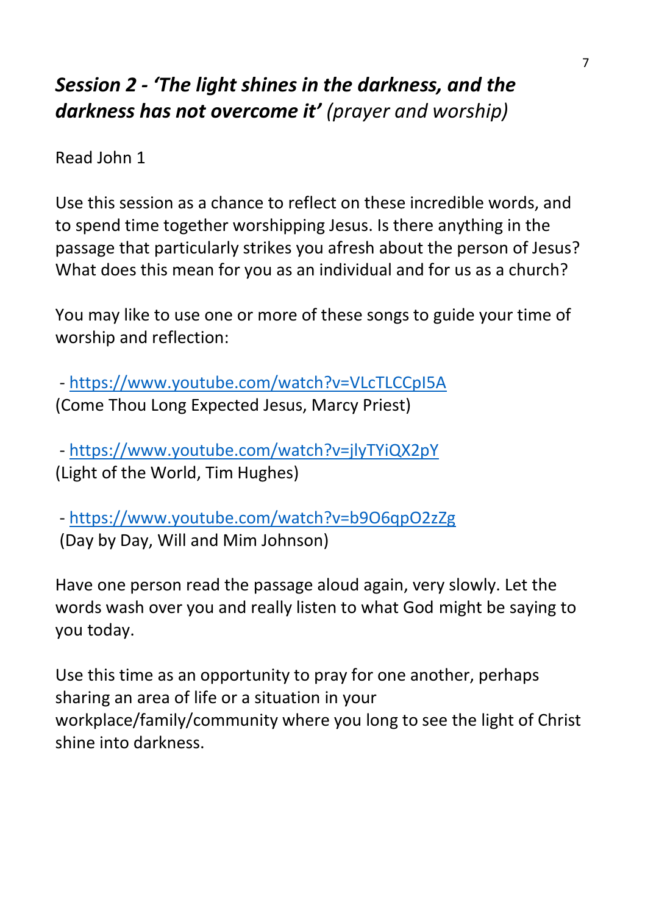## *Session 2 - 'The light shines in the darkness, and the darkness has not overcome it'* *(prayer and worship)*

Read John 1

Use this session as a chance to reflect on these incredible words, and to spend time together worshipping Jesus. Is there anything in the passage that particularly strikes you afresh about the person of Jesus? What does this mean for you as an individual and for us as a church?

You may like to use one or more of these songs to guide your time of worship and reflection:

- https://www.youtube.com/watch?v=VLcTLCCpI5A
(Come Thou Long Expected Jesus, Marcy Priest)

- https://www.youtube.com/watch?v=jlyTYiQX2pY
(Light of the World, Tim Hughes)

- https://www.youtube.com/watch?v=b9O6qpO2zZg
(Day by Day, Will and Mim Johnson)

Have one person read the passage aloud again, very slowly. Let the words wash over you and really listen to what God might be saying to you today.

Use this time as an opportunity to pray for one another, perhaps sharing an area of life or a situation in your workplace/family/community where you long to see the light of Christ shine into darkness.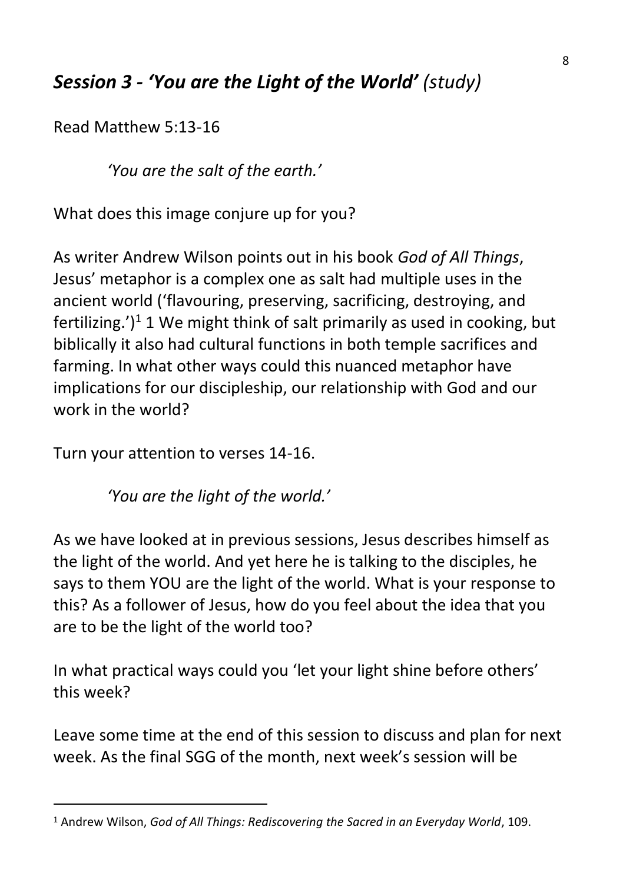## *Session 3 - 'You are the Light of the World'* (study)

Read Matthew 5:13-16

> *'You are the salt of the earth.'*

What does this image conjure up for you?

As writer Andrew Wilson points out in his book *God of All Things*, Jesus' metaphor is a complex one as salt had multiple uses in the ancient world ('flavouring, preserving, sacrificing, destroying, and fertilizing.')[1] 1 We might think of salt primarily as used in cooking, but biblically it also had cultural functions in both temple sacrifices and farming. In what other ways could this nuanced metaphor have implications for our discipleship, our relationship with God and our work in the world?

Turn your attention to verses 14-16.

> *'You are the light of the world.'*

As we have looked at in previous sessions, Jesus describes himself as the light of the world. And yet here he is talking to the disciples, he says to them YOU are the light of the world. What is your response to this? As a follower of Jesus, how do you feel about the idea that you are to be the light of the world too?

In what practical ways could you 'let your light shine before others' this week?

Leave some time at the end of this session to discuss and plan for next week. As the final SGG of the month, next week's session will be

---

[1] Andrew Wilson, *God of All Things: Rediscovering the Sacred in an Everyday World*, 109.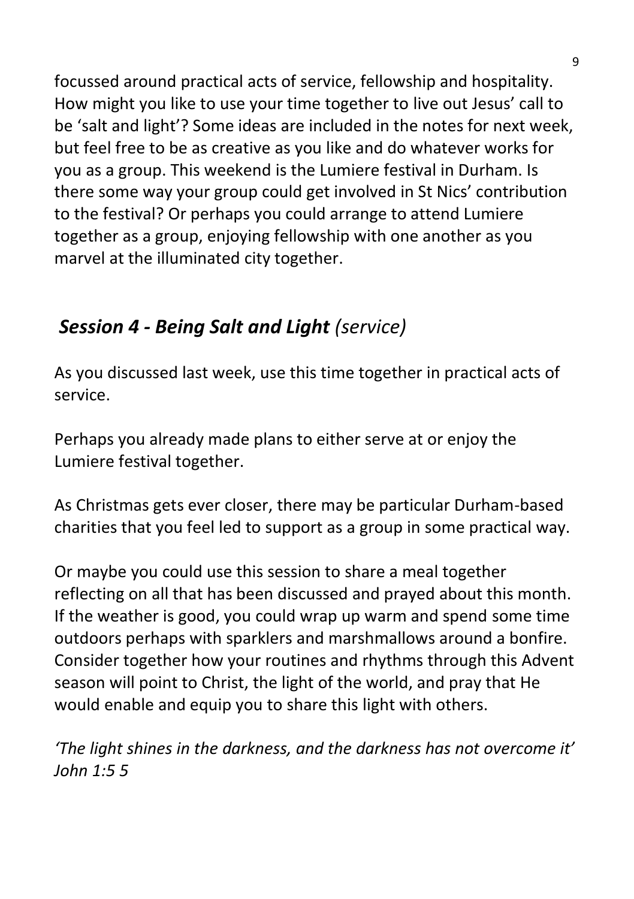focussed around practical acts of service, fellowship and hospitality. How might you like to use your time together to live out Jesus' call to be 'salt and light'? Some ideas are included in the notes for next week, but feel free to be as creative as you like and do whatever works for you as a group. This weekend is the Lumiere festival in Durham. Is there some way your group could get involved in St Nics' contribution to the festival? Or perhaps you could arrange to attend Lumiere together as a group, enjoying fellowship with one another as you marvel at the illuminated city together.

## ***Session 4 - Being Salt and Light*** *(service)*

As you discussed last week, use this time together in practical acts of service.

Perhaps you already made plans to either serve at or enjoy the Lumiere festival together.

As Christmas gets ever closer, there may be particular Durham-based charities that you feel led to support as a group in some practical way.

Or maybe you could use this session to share a meal together reflecting on all that has been discussed and prayed about this month. If the weather is good, you could wrap up warm and spend some time outdoors perhaps with sparklers and marshmallows around a bonfire. Consider together how your routines and rhythms through this Advent season will point to Christ, the light of the world, and pray that He would enable and equip you to share this light with others.

*'The light shines in the darkness, and the darkness has not overcome it' John 1:5 5*